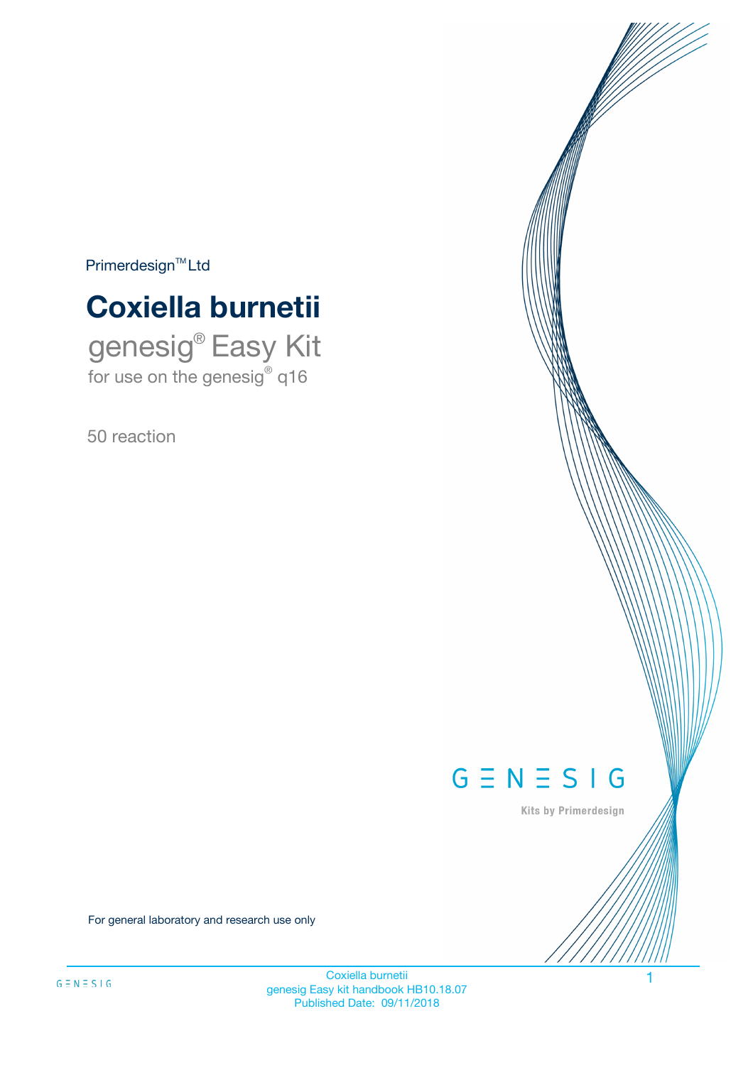Primerdesign™ Ltd

# Coxiella burnetii

## genesig® Easy Kit

for use on the genesig® q16

50 reaction

For general laboratory and research use only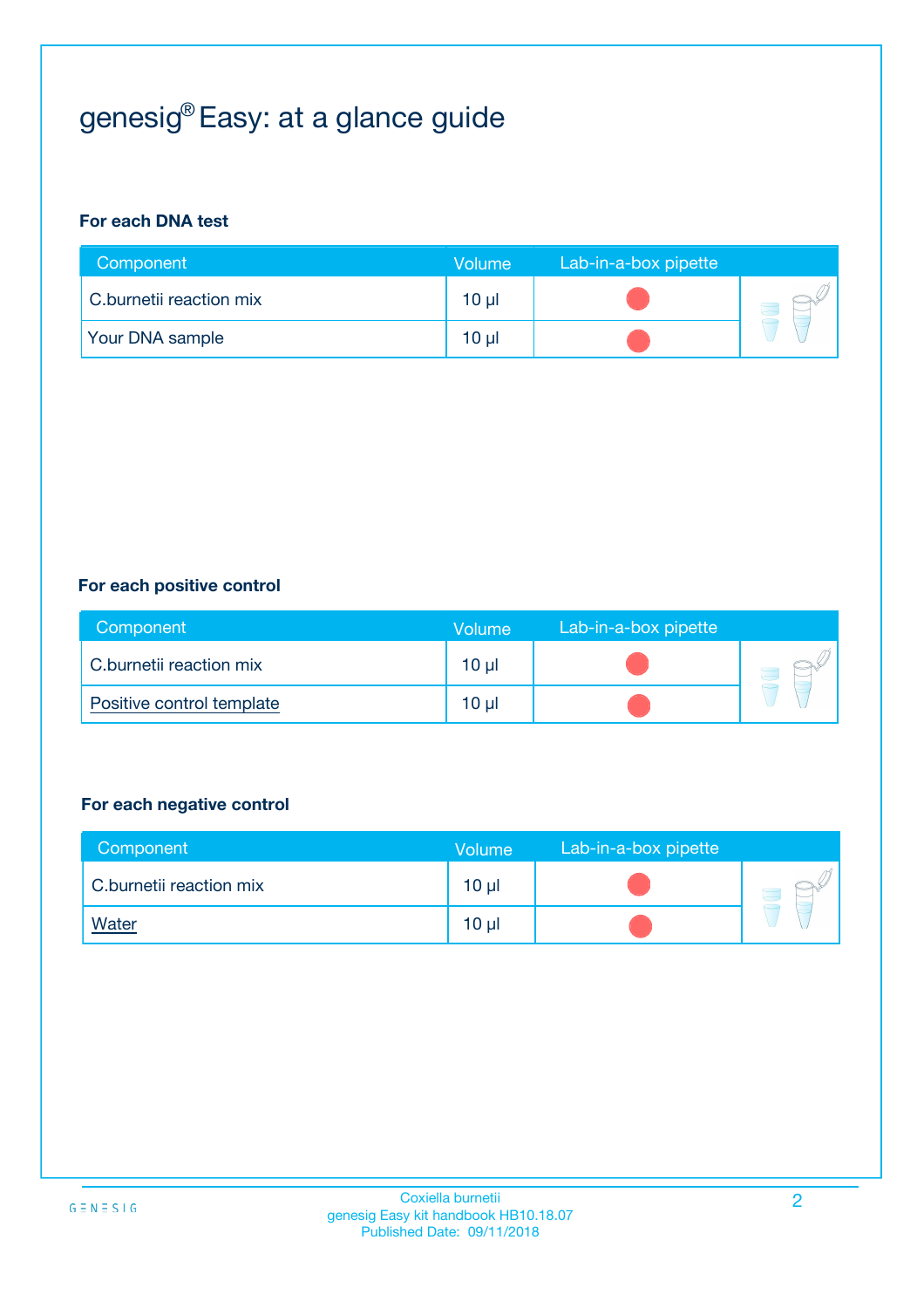# genesig® Easy: at a glance guide

### For each DNA test

| Component | Volume | Lab-in-a-box pipette |
| --- | --- | --- |
| C.burnetii reaction mix | 10 µl | |
| Your DNA sample | 10 µl | |

### For each positive control

| Component | Volume | Lab-in-a-box pipette |
| --- | --- | --- |
| C.burnetii reaction mix | 10 µl | |
| Positive control template | 10 µl | |

### For each negative control

| Component | Volume | Lab-in-a-box pipette |
| --- | --- | --- |
| C.burnetii reaction mix | 10 µl | |
| Water | 10 µl | |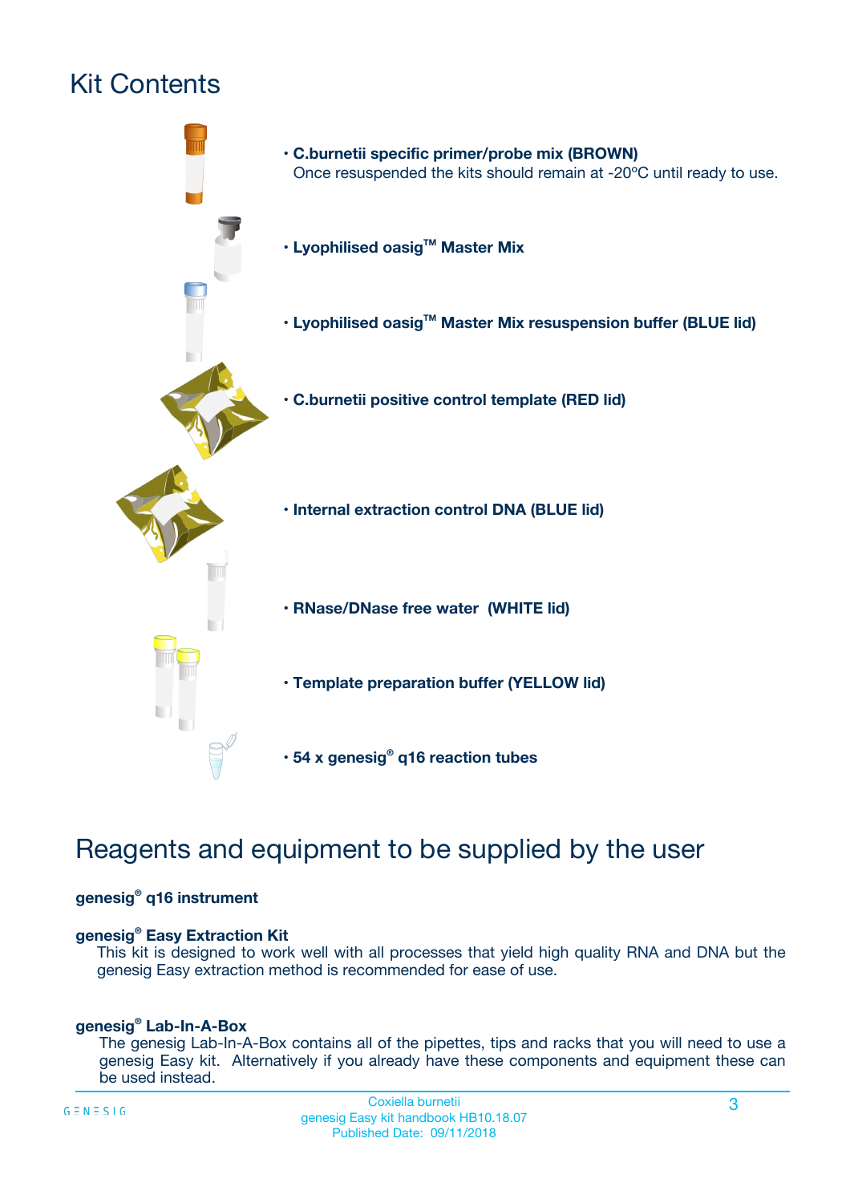# Kit Contents

- **C.burnetii specific primer/probe mix (BROWN)**
  Once resuspended the kits should remain at -20ºC until ready to use.
- **Lyophilised oasig™ Master Mix**
- **Lyophilised oasig™ Master Mix resuspension buffer (BLUE lid)**
- **C.burnetii positive control template (RED lid)**
- **Internal extraction control DNA (BLUE lid)**
- **RNase/DNase free water (WHITE lid)**
- **Template preparation buffer (YELLOW lid)**
- **54 x genesig® q16 reaction tubes**

# Reagents and equipment to be supplied by the user

**genesig® q16 instrument**

**genesig® Easy Extraction Kit**

This kit is designed to work well with all processes that yield high quality RNA and DNA but the genesig Easy extraction method is recommended for ease of use.

**genesig® Lab-In-A-Box**

The genesig Lab-In-A-Box contains all of the pipettes, tips and racks that you will need to use a genesig Easy kit. Alternatively if you already have these components and equipment these can be used instead.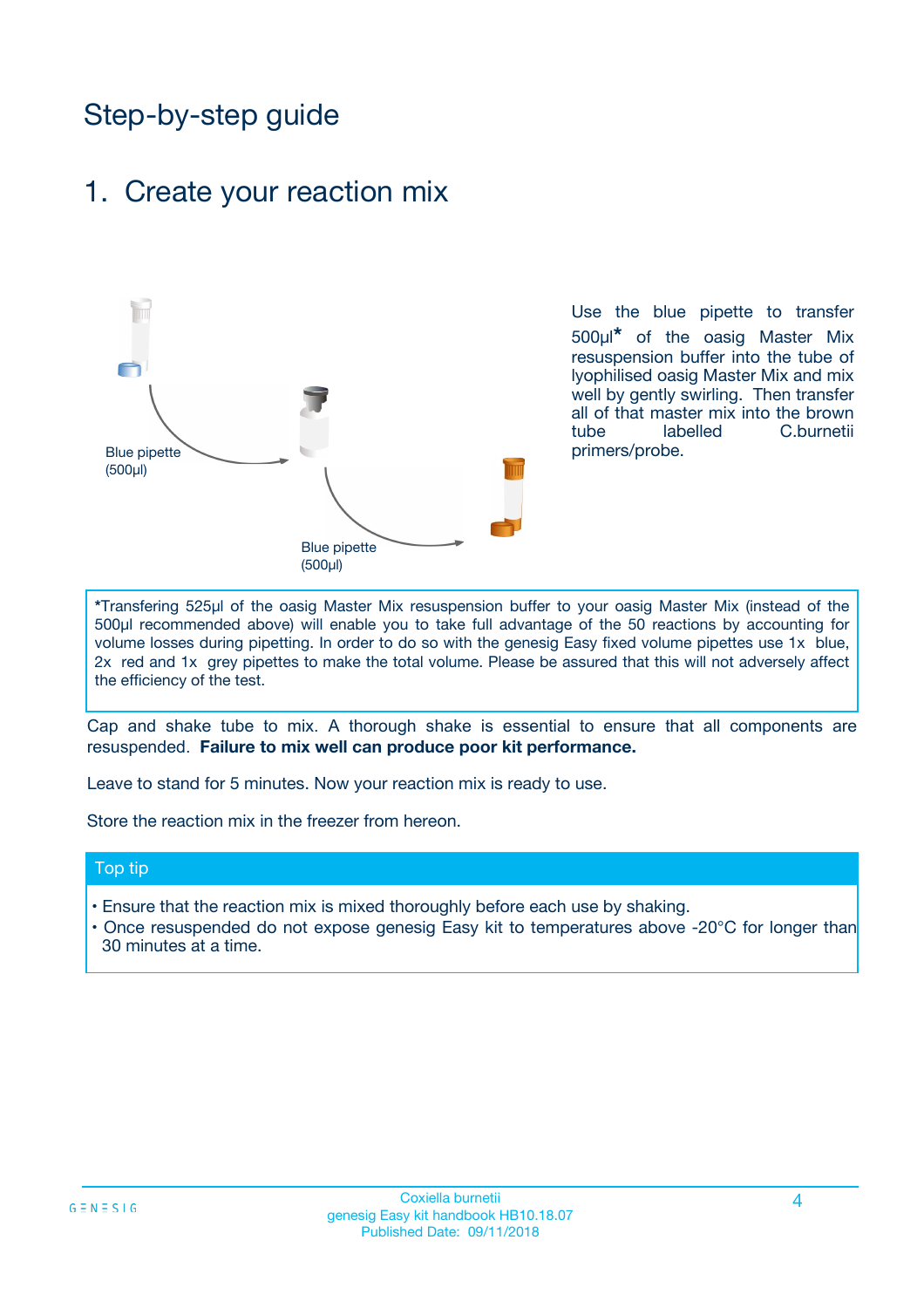# Step-by-step guide

## 1. Create your reaction mix

Blue pipette (500µl)

Blue pipette (500µl)

Use the blue pipette to transfer 500µl* of the oasig Master Mix resuspension buffer into the tube of lyophilised oasig Master Mix and mix well by gently swirling. Then transfer all of that master mix into the brown tube labelled C.burnetii primers/probe.

*Transfering 525µl of the oasig Master Mix resuspension buffer to your oasig Master Mix (instead of the 500µl recommended above) will enable you to take full advantage of the 50 reactions by accounting for volume losses during pipetting. In order to do so with the genesig Easy fixed volume pipettes use 1x blue, 2x red and 1x grey pipettes to make the total volume. Please be assured that this will not adversely affect the efficiency of the test.

Cap and shake tube to mix. A thorough shake is essential to ensure that all components are resuspended. **Failure to mix well can produce poor kit performance.**

Leave to stand for 5 minutes. Now your reaction mix is ready to use.

Store the reaction mix in the freezer from hereon.

### Top tip

- Ensure that the reaction mix is mixed thoroughly before each use by shaking.
- Once resuspended do not expose genesig Easy kit to temperatures above -20°C for longer than 30 minutes at a time.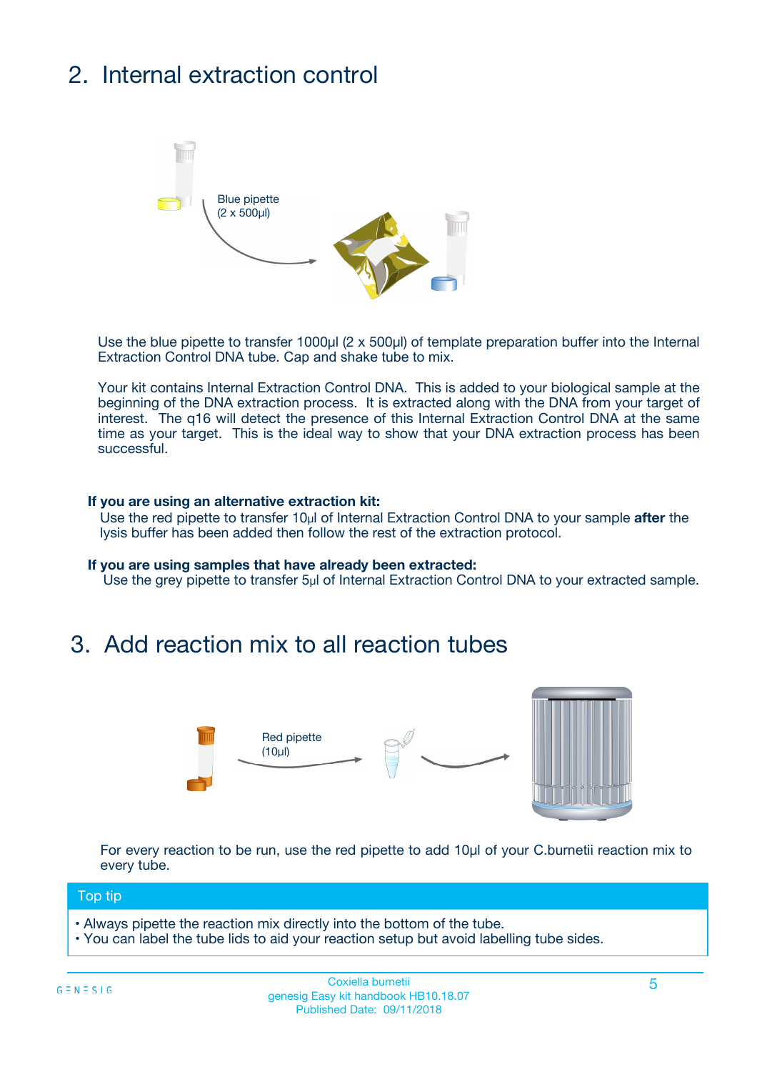## 2. Internal extraction control

Blue pipette
(2 x 500µl)

Use the blue pipette to transfer 1000µl (2 x 500µl) of template preparation buffer into the Internal Extraction Control DNA tube. Cap and shake tube to mix.

Your kit contains Internal Extraction Control DNA. This is added to your biological sample at the beginning of the DNA extraction process. It is extracted along with the DNA from your target of interest. The q16 will detect the presence of this Internal Extraction Control DNA at the same time as your target. This is the ideal way to show that your DNA extraction process has been successful.

**If you are using an alternative extraction kit:**
Use the red pipette to transfer 10µl of Internal Extraction Control DNA to your sample **after** the lysis buffer has been added then follow the rest of the extraction protocol.

**If you are using samples that have already been extracted:**
Use the grey pipette to transfer 5µl of Internal Extraction Control DNA to your extracted sample.

## 3. Add reaction mix to all reaction tubes

Red pipette
(10µl)

For every reaction to be run, use the red pipette to add 10µl of your C.burnetii reaction mix to every tube.

**Top tip**

- Always pipette the reaction mix directly into the bottom of the tube.
- You can label the tube lids to aid your reaction setup but avoid labelling tube sides.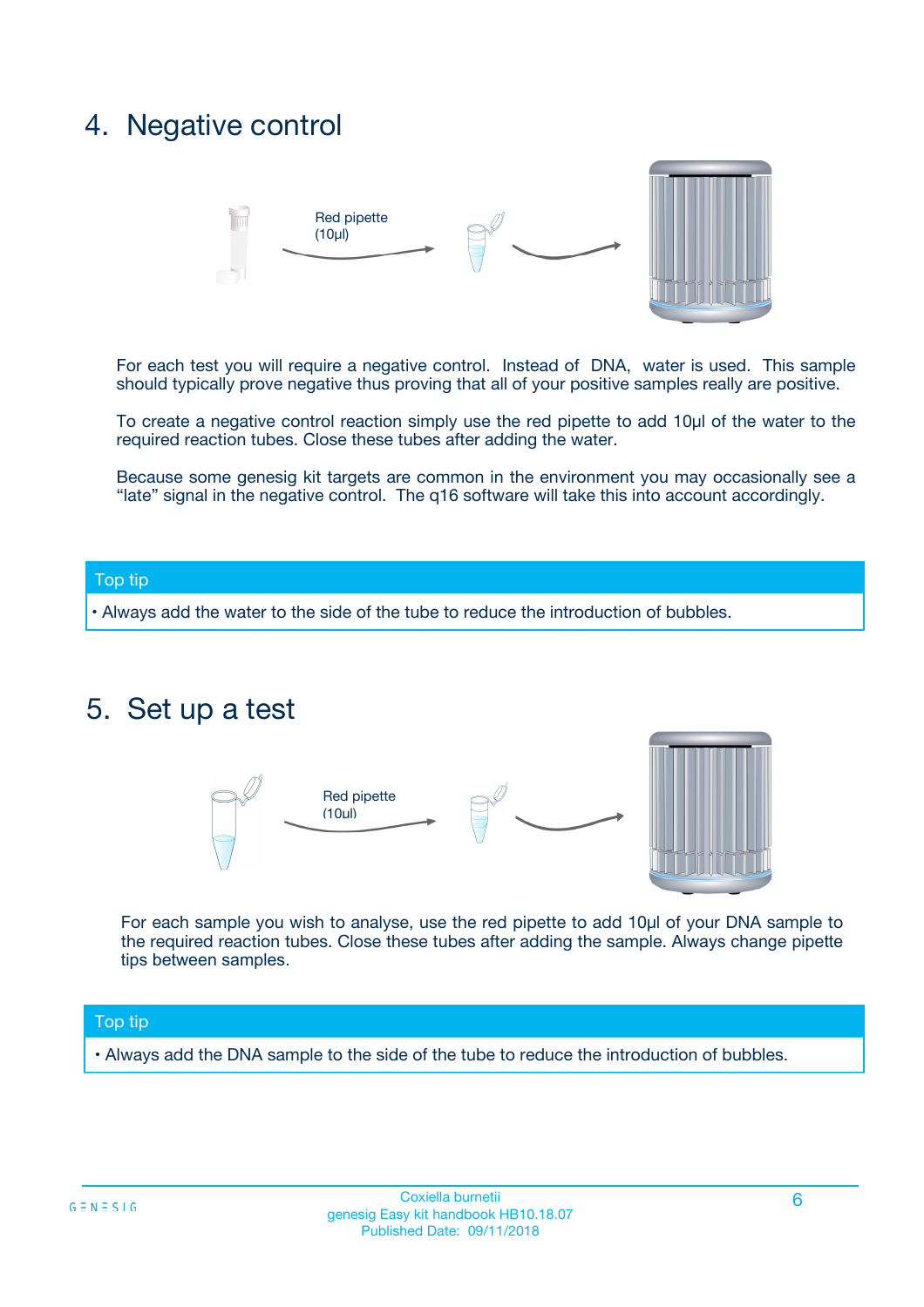## 4. Negative control

Red pipette (10µl)

For each test you will require a negative control. Instead of DNA, water is used. This sample should typically prove negative thus proving that all of your positive samples really are positive.

To create a negative control reaction simply use the red pipette to add 10µl of the water to the required reaction tubes. Close these tubes after adding the water.

Because some genesig kit targets are common in the environment you may occasionally see a "late" signal in the negative control. The q16 software will take this into account accordingly.

**Top tip**

- Always add the water to the side of the tube to reduce the introduction of bubbles.

## 5. Set up a test

Red pipette (10µl)

For each sample you wish to analyse, use the red pipette to add 10µl of your DNA sample to the required reaction tubes. Close these tubes after adding the sample. Always change pipette tips between samples.

**Top tip**

- Always add the DNA sample to the side of the tube to reduce the introduction of bubbles.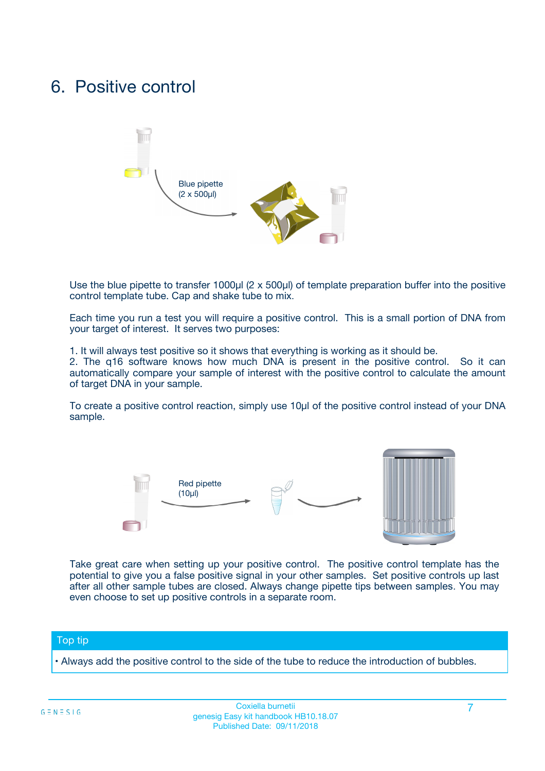# 6. Positive control

Blue pipette
(2 x 500µl)

Use the blue pipette to transfer 1000µl (2 x 500µl) of template preparation buffer into the positive control template tube. Cap and shake tube to mix.

Each time you run a test you will require a positive control. This is a small portion of DNA from your target of interest. It serves two purposes:

1. It will always test positive so it shows that everything is working as it should be.
2. The q16 software knows how much DNA is present in the positive control. So it can automatically compare your sample of interest with the positive control to calculate the amount of target DNA in your sample.

To create a positive control reaction, simply use 10µl of the positive control instead of your DNA sample.

Red pipette
(10µl)

Take great care when setting up your positive control. The positive control template has the potential to give you a false positive signal in your other samples. Set positive controls up last after all other sample tubes are closed. Always change pipette tips between samples. You may even choose to set up positive controls in a separate room.

**Top tip**

• Always add the positive control to the side of the tube to reduce the introduction of bubbles.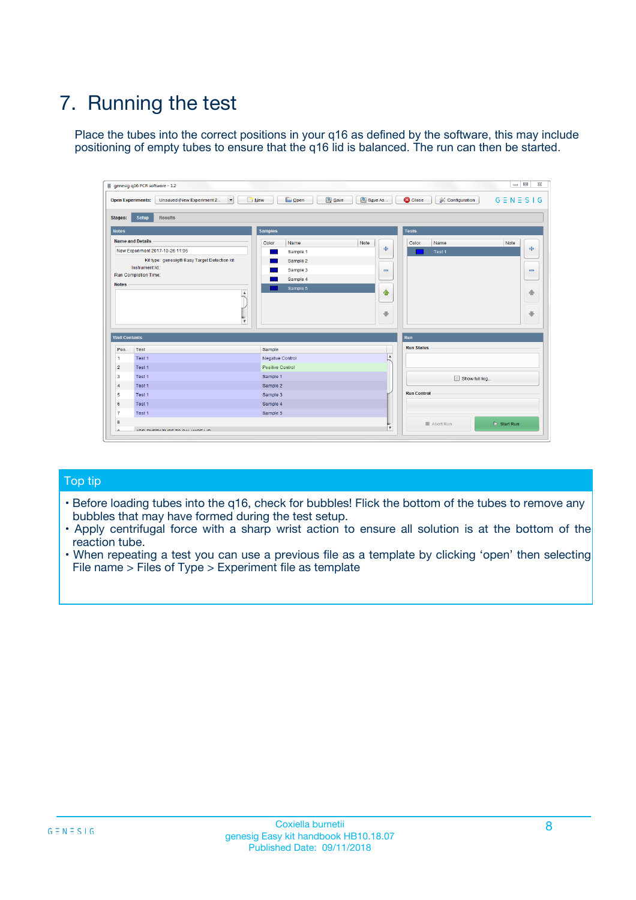# 7. Running the test

Place the tubes into the correct positions in your q16 as defined by the software, this may include positioning of empty tubes to ensure that the q16 lid is balanced. The run can then be started.

## Top tip

- Before loading tubes into the q16, check for bubbles! Flick the bottom of the tubes to remove any bubbles that may have formed during the test setup.
- Apply centrifugal force with a sharp wrist action to ensure all solution is at the bottom of the reaction tube.
- When repeating a test you can use a previous file as a template by clicking 'open' then selecting File name > Files of Type > Experiment file as template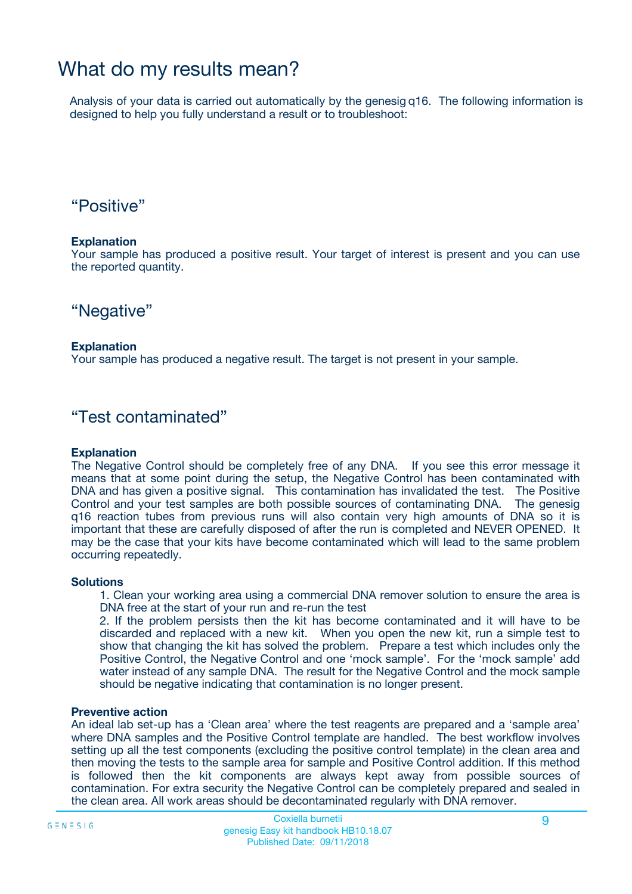# What do my results mean?

Analysis of your data is carried out automatically by the genesig q16. The following information is designed to help you fully understand a result or to troubleshoot:

## “Positive”

**Explanation**
Your sample has produced a positive result. Your target of interest is present and you can use the reported quantity.

## “Negative”

**Explanation**
Your sample has produced a negative result. The target is not present in your sample.

## “Test contaminated”

**Explanation**
The Negative Control should be completely free of any DNA. If you see this error message it means that at some point during the setup, the Negative Control has been contaminated with DNA and has given a positive signal. This contamination has invalidated the test. The Positive Control and your test samples are both possible sources of contaminating DNA. The genesig q16 reaction tubes from previous runs will also contain very high amounts of DNA so it is important that these are carefully disposed of after the run is completed and NEVER OPENED. It may be the case that your kits have become contaminated which will lead to the same problem occurring repeatedly.

**Solutions**

1. Clean your working area using a commercial DNA remover solution to ensure the area is DNA free at the start of your run and re-run the test
2. If the problem persists then the kit has become contaminated and it will have to be discarded and replaced with a new kit. When you open the new kit, run a simple test to show that changing the kit has solved the problem. Prepare a test which includes only the Positive Control, the Negative Control and one ‘mock sample’. For the ‘mock sample’ add water instead of any sample DNA. The result for the Negative Control and the mock sample should be negative indicating that contamination is no longer present.

**Preventive action**
An ideal lab set-up has a ‘Clean area’ where the test reagents are prepared and a ‘sample area’ where DNA samples and the Positive Control template are handled. The best workflow involves setting up all the test components (excluding the positive control template) in the clean area and then moving the tests to the sample area for sample and Positive Control addition. If this method is followed then the kit components are always kept away from possible sources of contamination. For extra security the Negative Control can be completely prepared and sealed in the clean area. All work areas should be decontaminated regularly with DNA remover.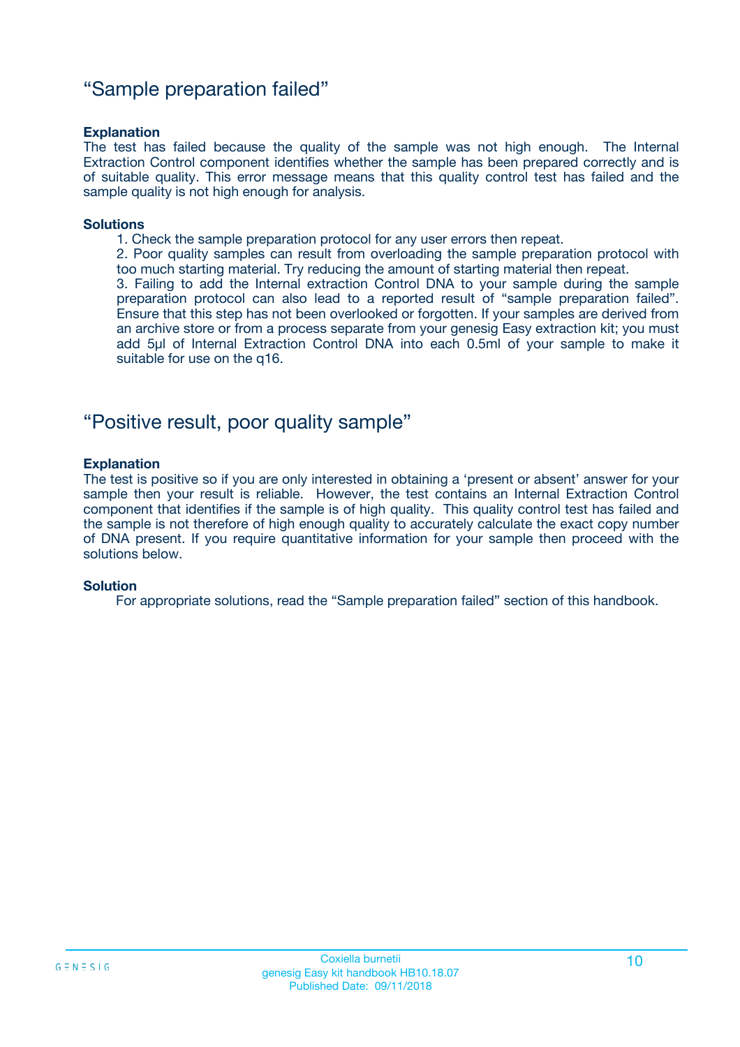## “Sample preparation failed”

**Explanation**

The test has failed because the quality of the sample was not high enough. The Internal Extraction Control component identifies whether the sample has been prepared correctly and is of suitable quality. This error message means that this quality control test has failed and the sample quality is not high enough for analysis.

**Solutions**

1. Check the sample preparation protocol for any user errors then repeat.
2. Poor quality samples can result from overloading the sample preparation protocol with too much starting material. Try reducing the amount of starting material then repeat.
3. Failing to add the Internal extraction Control DNA to your sample during the sample preparation protocol can also lead to a reported result of “sample preparation failed”. Ensure that this step has not been overlooked or forgotten. If your samples are derived from an archive store or from a process separate from your genesig Easy extraction kit; you must add 5µl of Internal Extraction Control DNA into each 0.5ml of your sample to make it suitable for use on the q16.

## “Positive result, poor quality sample”

**Explanation**

The test is positive so if you are only interested in obtaining a ‘present or absent’ answer for your sample then your result is reliable. However, the test contains an Internal Extraction Control component that identifies if the sample is of high quality. This quality control test has failed and the sample is not therefore of high enough quality to accurately calculate the exact copy number of DNA present. If you require quantitative information for your sample then proceed with the solutions below.

**Solution**

For appropriate solutions, read the “Sample preparation failed” section of this handbook.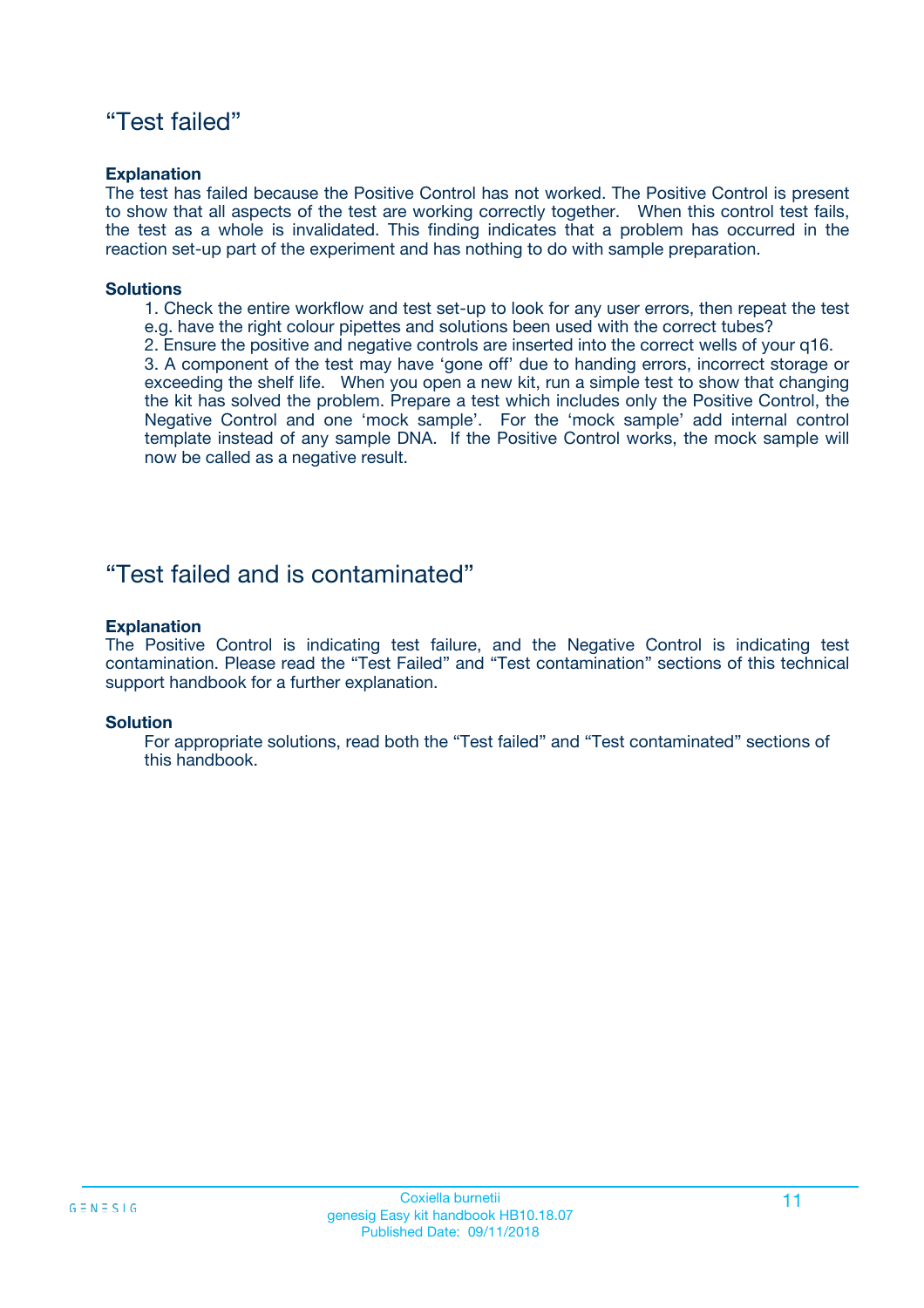## “Test failed”

**Explanation**

The test has failed because the Positive Control has not worked. The Positive Control is present to show that all aspects of the test are working correctly together. When this control test fails, the test as a whole is invalidated. This finding indicates that a problem has occurred in the reaction set-up part of the experiment and has nothing to do with sample preparation.

**Solutions**

1. Check the entire workflow and test set-up to look for any user errors, then repeat the test e.g. have the right colour pipettes and solutions been used with the correct tubes?
2. Ensure the positive and negative controls are inserted into the correct wells of your q16.
3. A component of the test may have ‘gone off’ due to handing errors, incorrect storage or exceeding the shelf life. When you open a new kit, run a simple test to show that changing the kit has solved the problem. Prepare a test which includes only the Positive Control, the Negative Control and one ‘mock sample’. For the ‘mock sample’ add internal control template instead of any sample DNA. If the Positive Control works, the mock sample will now be called as a negative result.

## “Test failed and is contaminated”

**Explanation**

The Positive Control is indicating test failure, and the Negative Control is indicating test contamination. Please read the “Test Failed” and “Test contamination” sections of this technical support handbook for a further explanation.

**Solution**

For appropriate solutions, read both the “Test failed” and “Test contaminated” sections of this handbook.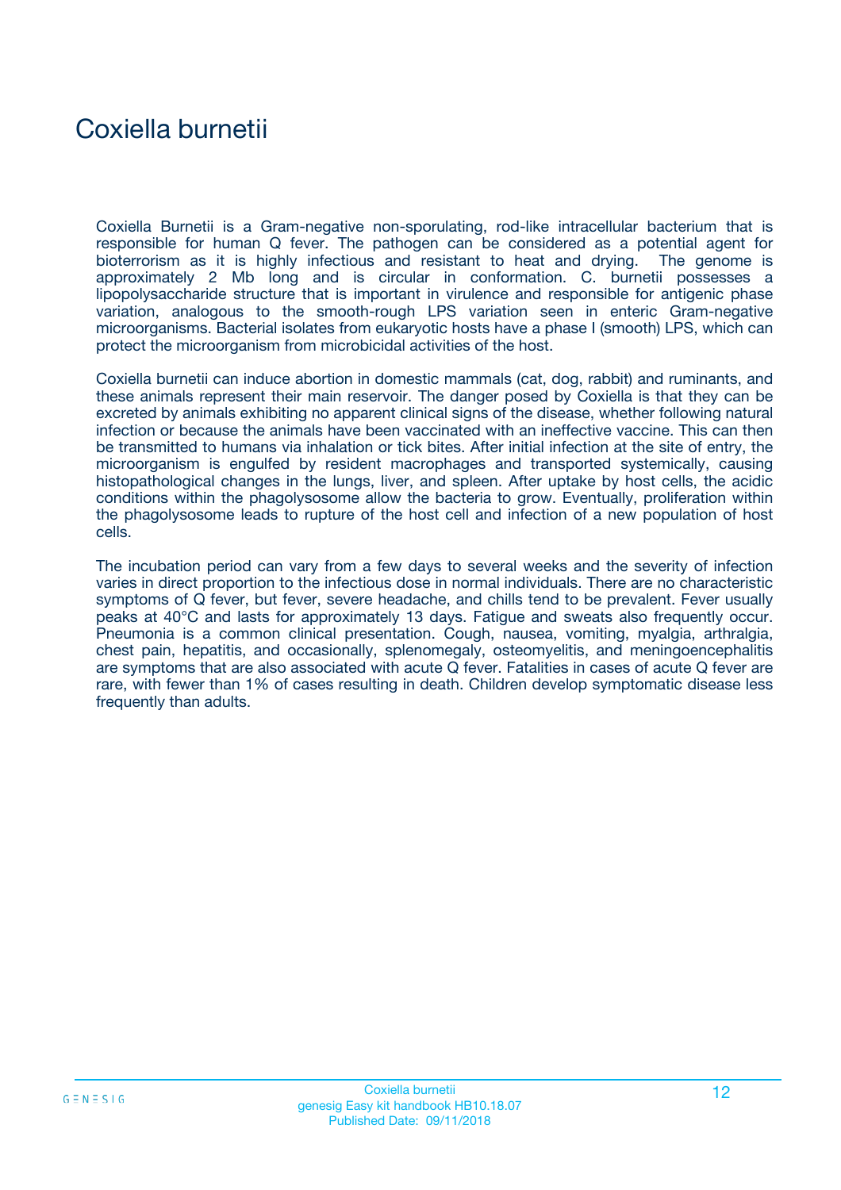# Coxiella burnetii

Coxiella Burnetii is a Gram-negative non-sporulating, rod-like intracellular bacterium that is responsible for human Q fever. The pathogen can be considered as a potential agent for bioterrorism as it is highly infectious and resistant to heat and drying. The genome is approximately 2 Mb long and is circular in conformation. C. burnetii possesses a lipopolysaccharide structure that is important in virulence and responsible for antigenic phase variation, analogous to the smooth-rough LPS variation seen in enteric Gram-negative microorganisms. Bacterial isolates from eukaryotic hosts have a phase I (smooth) LPS, which can protect the microorganism from microbicidal activities of the host.

Coxiella burnetii can induce abortion in domestic mammals (cat, dog, rabbit) and ruminants, and these animals represent their main reservoir. The danger posed by Coxiella is that they can be excreted by animals exhibiting no apparent clinical signs of the disease, whether following natural infection or because the animals have been vaccinated with an ineffective vaccine. This can then be transmitted to humans via inhalation or tick bites. After initial infection at the site of entry, the microorganism is engulfed by resident macrophages and transported systemically, causing histopathological changes in the lungs, liver, and spleen. After uptake by host cells, the acidic conditions within the phagolysosome allow the bacteria to grow. Eventually, proliferation within the phagolysosome leads to rupture of the host cell and infection of a new population of host cells.

The incubation period can vary from a few days to several weeks and the severity of infection varies in direct proportion to the infectious dose in normal individuals. There are no characteristic symptoms of Q fever, but fever, severe headache, and chills tend to be prevalent. Fever usually peaks at 40°C and lasts for approximately 13 days. Fatigue and sweats also frequently occur. Pneumonia is a common clinical presentation. Cough, nausea, vomiting, myalgia, arthralgia, chest pain, hepatitis, and occasionally, splenomegaly, osteomyelitis, and meningoencephalitis are symptoms that are also associated with acute Q fever. Fatalities in cases of acute Q fever are rare, with fewer than 1% of cases resulting in death. Children develop symptomatic disease less frequently than adults.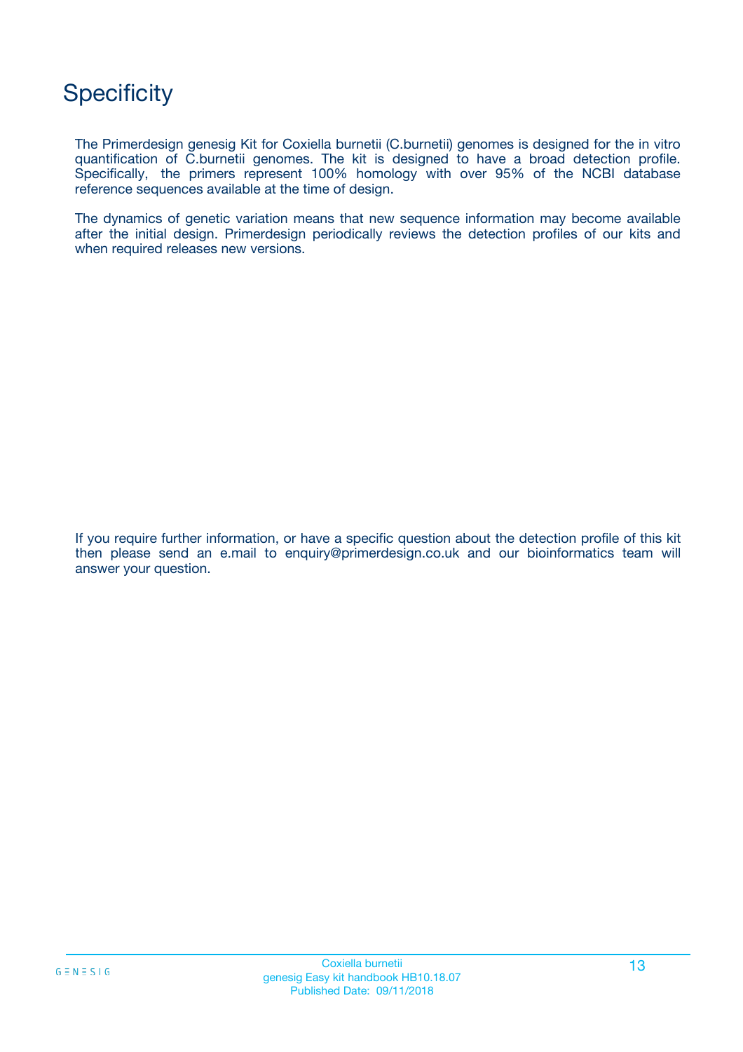# Specificity

The Primerdesign genesig Kit for Coxiella burnetii (C.burnetii) genomes is designed for the in vitro quantification of C.burnetii genomes. The kit is designed to have a broad detection profile. Specifically, the primers represent 100% homology with over 95% of the NCBI database reference sequences available at the time of design.

The dynamics of genetic variation means that new sequence information may become available after the initial design. Primerdesign periodically reviews the detection profiles of our kits and when required releases new versions.

If you require further information, or have a specific question about the detection profile of this kit then please send an e.mail to enquiry@primerdesign.co.uk and our bioinformatics team will answer your question.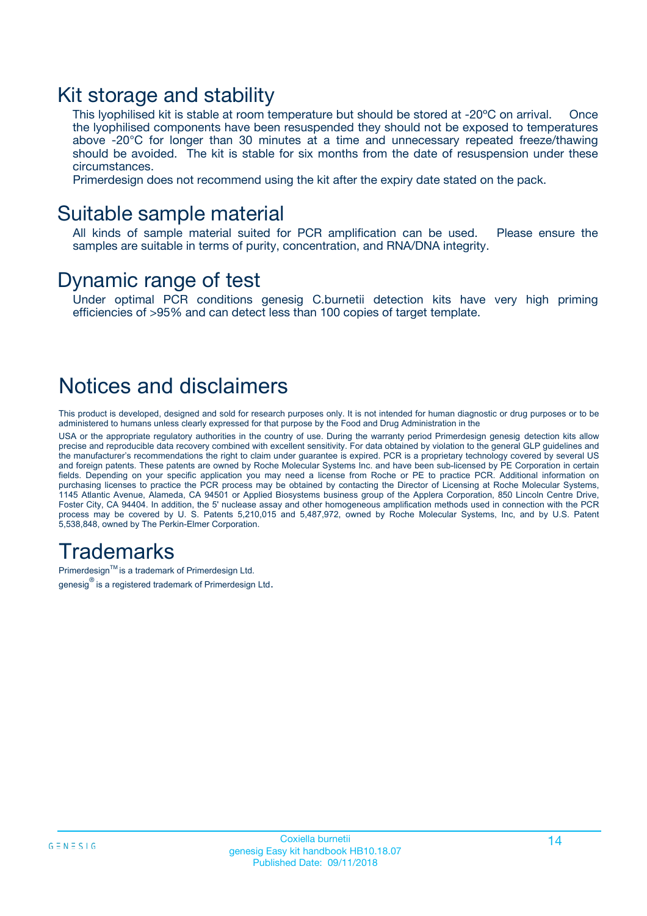## Kit storage and stability

This lyophilised kit is stable at room temperature but should be stored at -20ºC on arrival. Once the lyophilised components have been resuspended they should not be exposed to temperatures above -20°C for longer than 30 minutes at a time and unnecessary repeated freeze/thawing should be avoided. The kit is stable for six months from the date of resuspension under these circumstances.

Primerdesign does not recommend using the kit after the expiry date stated on the pack.

## Suitable sample material

All kinds of sample material suited for PCR amplification can be used. Please ensure the samples are suitable in terms of purity, concentration, and RNA/DNA integrity.

## Dynamic range of test

Under optimal PCR conditions genesig C.burnetii detection kits have very high priming efficiencies of >95% and can detect less than 100 copies of target template.

# Notices and disclaimers

This product is developed, designed and sold for research purposes only. It is not intended for human diagnostic or drug purposes or to be administered to humans unless clearly expressed for that purpose by the Food and Drug Administration in the

USA or the appropriate regulatory authorities in the country of use. During the warranty period Primerdesign genesig detection kits allow precise and reproducible data recovery combined with excellent sensitivity. For data obtained by violation to the general GLP guidelines and the manufacturer's recommendations the right to claim under guarantee is expired. PCR is a proprietary technology covered by several US and foreign patents. These patents are owned by Roche Molecular Systems Inc. and have been sub-licensed by PE Corporation in certain fields. Depending on your specific application you may need a license from Roche or PE to practice PCR. Additional information on purchasing licenses to practice the PCR process may be obtained by contacting the Director of Licensing at Roche Molecular Systems, 1145 Atlantic Avenue, Alameda, CA 94501 or Applied Biosystems business group of the Applera Corporation, 850 Lincoln Centre Drive, Foster City, CA 94404. In addition, the 5' nuclease assay and other homogeneous amplification methods used in connection with the PCR process may be covered by U. S. Patents 5,210,015 and 5,487,972, owned by Roche Molecular Systems, Inc, and by U.S. Patent 5,538,848, owned by The Perkin-Elmer Corporation.

# Trademarks

Primerdesign™ is a trademark of Primerdesign Ltd.

genesig® is a registered trademark of Primerdesign Ltd.